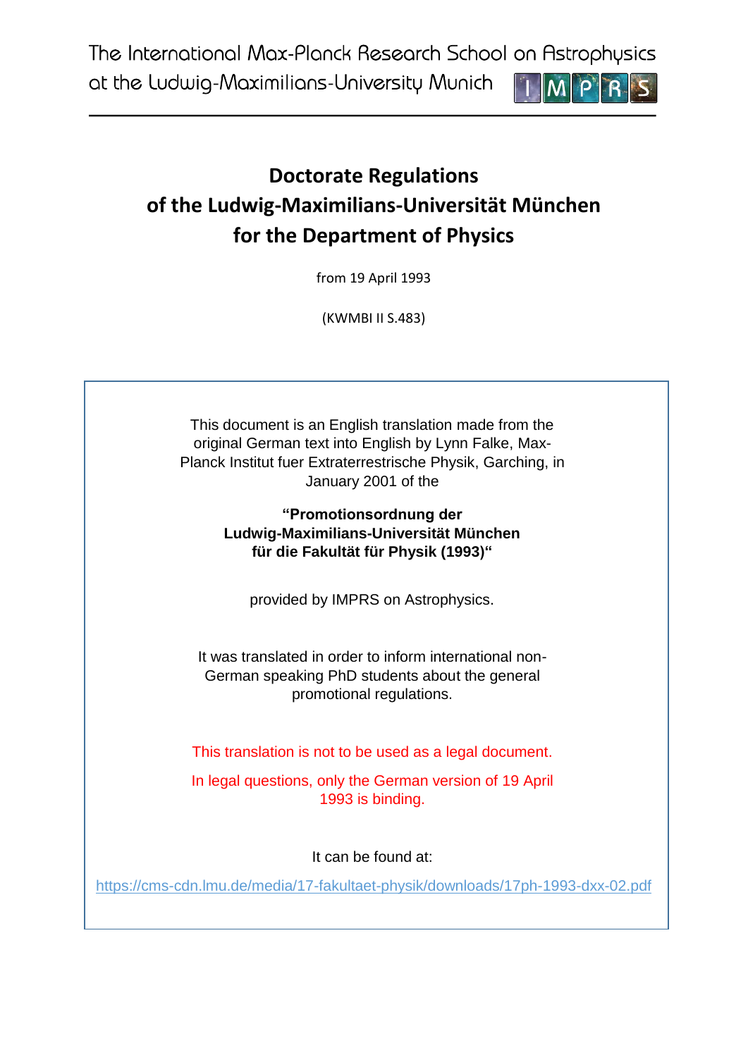The International Max-Planck Research School on Astrophysics at the Ludwig-Maximilians-University Munich IMPRS

# Doctorate Regulations of the Ludwig-Maximilians-Universität München for the Department of Physics

from 19 April 1993

(KWMBl II S.483)

This document is an English translation made from the original German text into English by Lynn Falke, Max-Planck Institut fuer Extraterrestrische Physik, Garching, in January 2001 of the

**"Promotionsordnung der Ludwig-Maximilians-Universität München für die Fakultät für Physik (1993)"**

provided by IMPRS on Astrophysics.

It was translated in order to inform international non-German speaking PhD students about the general promotional regulations.

This translation is not to be used as a legal document.

In legal questions, only the German version of 19 April 1993 is binding.

It can be found at:

https://cms-cdn.lmu.de/media/17-fakultaet-physik/downloads/17ph-1993-dxx-02.pdf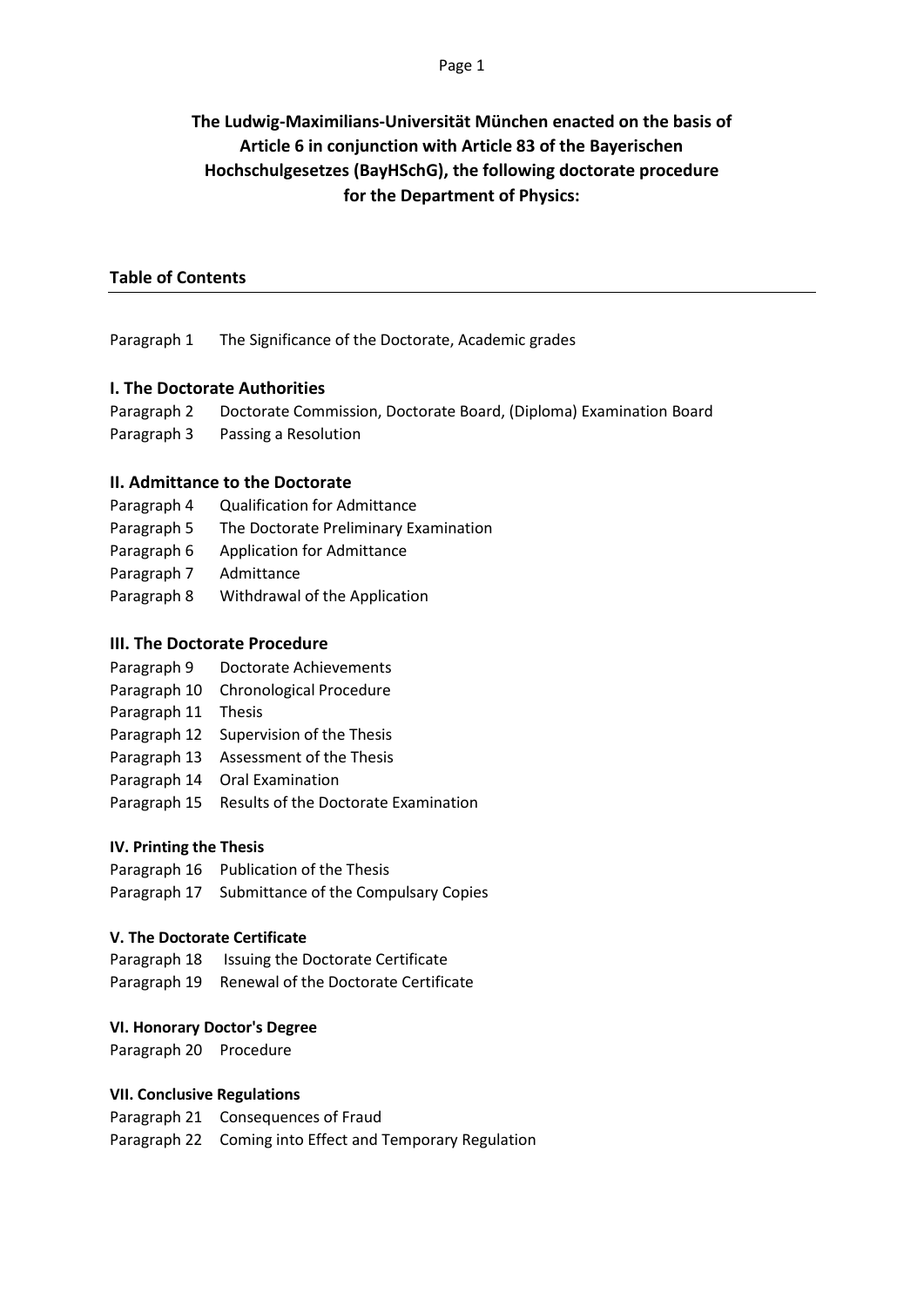**The Ludwig-Maximilians-Universität München enacted on the basis of Article 6 in conjunction with Article 83 of the Bayerischen Hochschulgesetzes (BayHSchG), the following doctorate procedure for the Department of Physics:**

## Table of Contents

Paragraph 1 The Significance of the Doctorate, Academic grades

### I. The Doctorate Authorities

Paragraph 2 Doctorate Commission, Doctorate Board, (Diploma) Examination Board
Paragraph 3 Passing a Resolution

### II. Admittance to the Doctorate

Paragraph 4 Qualification for Admittance
Paragraph 5 The Doctorate Preliminary Examination
Paragraph 6 Application for Admittance
Paragraph 7 Admittance
Paragraph 8 Withdrawal of the Application

### III. The Doctorate Procedure

Paragraph 9 Doctorate Achievements
Paragraph 10 Chronological Procedure
Paragraph 11 Thesis
Paragraph 12 Supervision of the Thesis
Paragraph 13 Assessment of the Thesis
Paragraph 14 Oral Examination
Paragraph 15 Results of the Doctorate Examination

### IV. Printing the Thesis

Paragraph 16 Publication of the Thesis
Paragraph 17 Submittance of the Compulsary Copies

### V. The Doctorate Certificate

Paragraph 18 Issuing the Doctorate Certificate
Paragraph 19 Renewal of the Doctorate Certificate

### VI. Honorary Doctor's Degree

Paragraph 20 Procedure

### VII. Conclusive Regulations

Paragraph 21 Consequences of Fraud
Paragraph 22 Coming into Effect and Temporary Regulation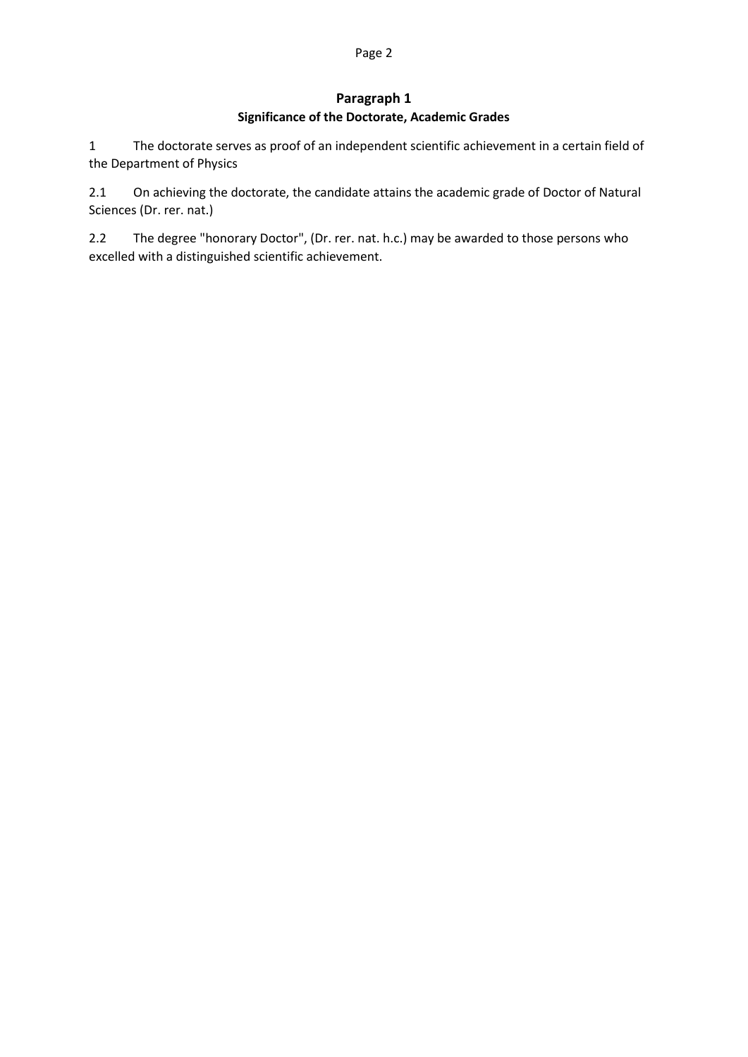## Paragraph 1
### Significance of the Doctorate, Academic Grades

1 The doctorate serves as proof of an independent scientific achievement in a certain field of the Department of Physics

2.1 On achieving the doctorate, the candidate attains the academic grade of Doctor of Natural Sciences (Dr. rer. nat.)

2.2 The degree "honorary Doctor", (Dr. rer. nat. h.c.) may be awarded to those persons who excelled with a distinguished scientific achievement.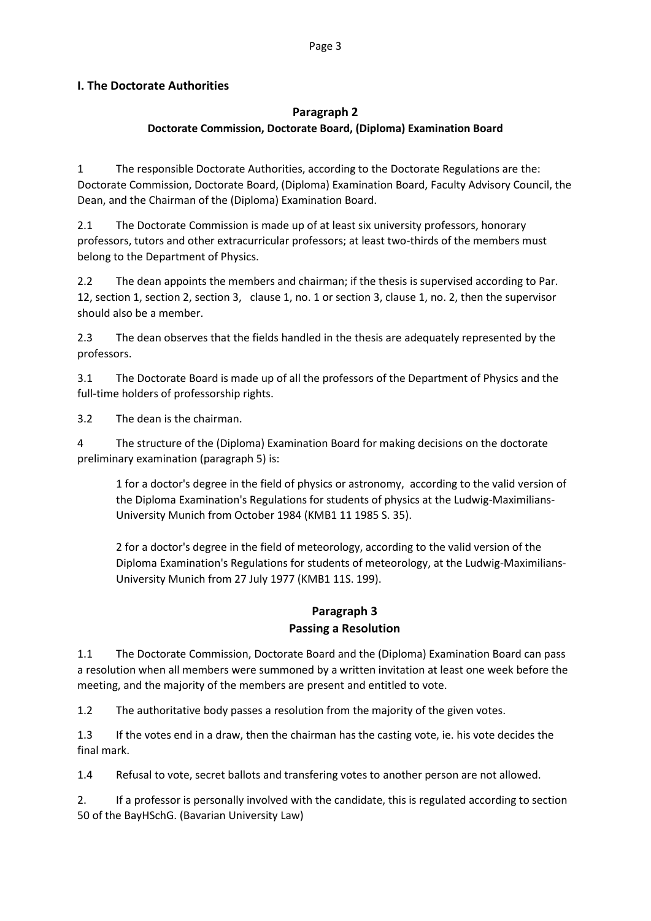## I. The Doctorate Authorities

### Paragraph 2
### Doctorate Commission, Doctorate Board, (Diploma) Examination Board

1 The responsible Doctorate Authorities, according to the Doctorate Regulations are the: Doctorate Commission, Doctorate Board, (Diploma) Examination Board, Faculty Advisory Council, the Dean, and the Chairman of the (Diploma) Examination Board.

2.1 The Doctorate Commission is made up of at least six university professors, honorary professors, tutors and other extracurricular professors; at least two-thirds of the members must belong to the Department of Physics.

2.2 The dean appoints the members and chairman; if the thesis is supervised according to Par. 12, section 1, section 2, section 3, clause 1, no. 1 or section 3, clause 1, no. 2, then the supervisor should also be a member.

2.3 The dean observes that the fields handled in the thesis are adequately represented by the professors.

3.1 The Doctorate Board is made up of all the professors of the Department of Physics and the full-time holders of professorship rights.

3.2 The dean is the chairman.

4 The structure of the (Diploma) Examination Board for making decisions on the doctorate preliminary examination (paragraph 5) is:

> 1 for a doctor's degree in the field of physics or astronomy, according to the valid version of the Diploma Examination's Regulations for students of physics at the Ludwig-Maximilians-University Munich from October 1984 (KMB1 11 1985 S. 35).
>
> 2 for a doctor's degree in the field of meteorology, according to the valid version of the Diploma Examination's Regulations for students of meteorology, at the Ludwig-Maximilians-University Munich from 27 July 1977 (KMB1 11S. 199).

### Paragraph 3
### Passing a Resolution

1.1 The Doctorate Commission, Doctorate Board and the (Diploma) Examination Board can pass a resolution when all members were summoned by a written invitation at least one week before the meeting, and the majority of the members are present and entitled to vote.

1.2 The authoritative body passes a resolution from the majority of the given votes.

1.3 If the votes end in a draw, then the chairman has the casting vote, ie. his vote decides the final mark.

1.4 Refusal to vote, secret ballots and transfering votes to another person are not allowed.

2. If a professor is personally involved with the candidate, this is regulated according to section 50 of the BayHSchG. (Bavarian University Law)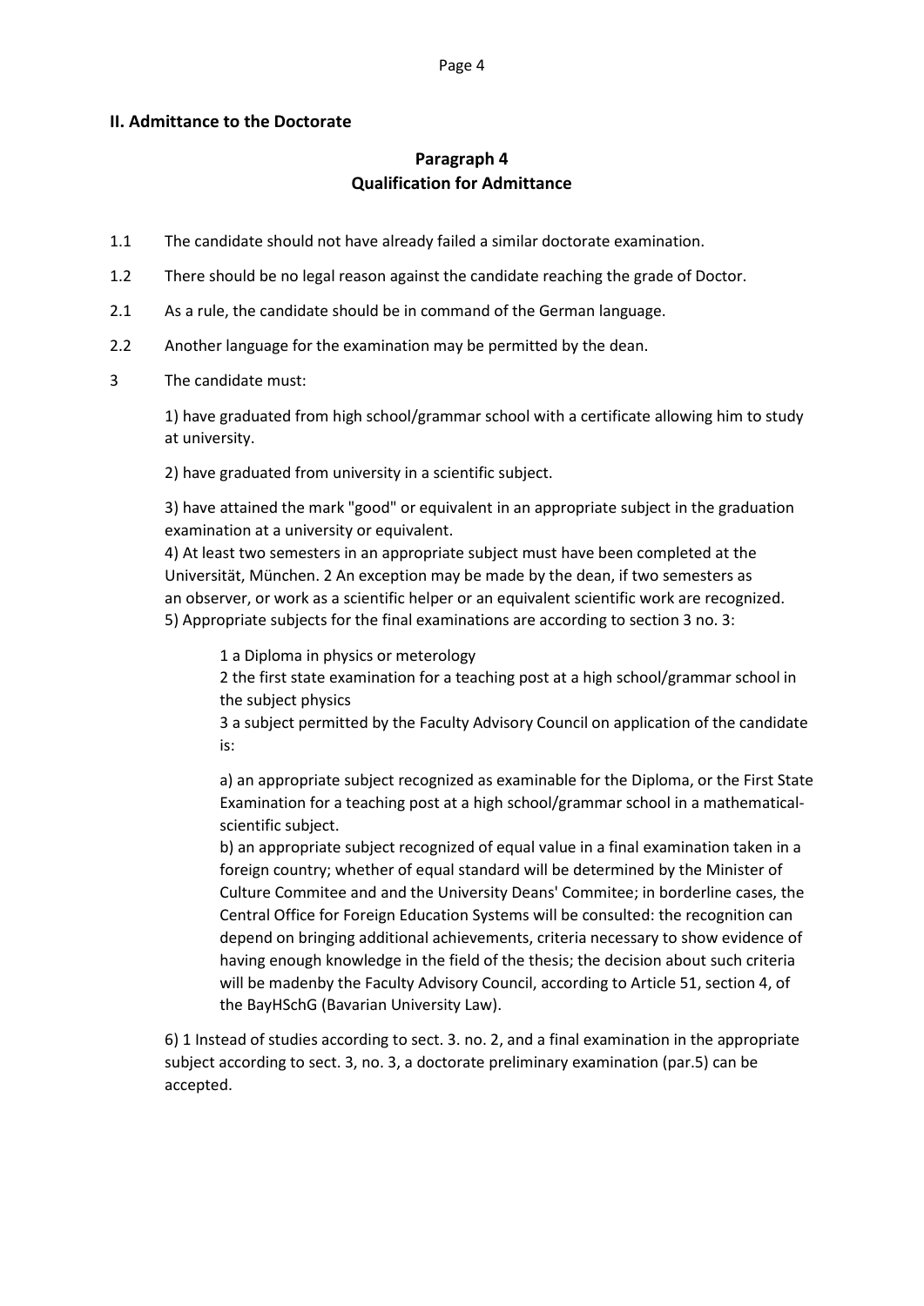## II. Admittance to the Doctorate

### Paragraph 4
### Qualification for Admittance

1.1 The candidate should not have already failed a similar doctorate examination.

1.2 There should be no legal reason against the candidate reaching the grade of Doctor.

2.1 As a rule, the candidate should be in command of the German language.

2.2 Another language for the examination may be permitted by the dean.

3 The candidate must:

1) have graduated from high school/grammar school with a certificate allowing him to study at university.

2) have graduated from university in a scientific subject.

3) have attained the mark "good" or equivalent in an appropriate subject in the graduation examination at a university or equivalent.
4) At least two semesters in an appropriate subject must have been completed at the Universität, München. 2 An exception may be made by the dean, if two semesters as an observer, or work as a scientific helper or an equivalent scientific work are recognized.
5) Appropriate subjects for the final examinations are according to section 3 no. 3:

1 a Diploma in physics or meterology
2 the first state examination for a teaching post at a high school/grammar school in the subject physics
3 a subject permitted by the Faculty Advisory Council on application of the candidate is:

a) an appropriate subject recognized as examinable for the Diploma, or the First State Examination for a teaching post at a high school/grammar school in a mathematical-scientific subject.
b) an appropriate subject recognized of equal value in a final examination taken in a foreign country; whether of equal standard will be determined by the Minister of Culture Commitee and and the University Deans' Commitee; in borderline cases, the Central Office for Foreign Education Systems will be consulted: the recognition can depend on bringing additional achievements, criteria necessary to show evidence of having enough knowledge in the field of the thesis; the decision about such criteria will be madenby the Faculty Advisory Council, according to Article 51, section 4, of the BayHSchG (Bavarian University Law).

6) 1 Instead of studies according to sect. 3. no. 2, and a final examination in the appropriate subject according to sect. 3, no. 3, a doctorate preliminary examination (par.5) can be accepted.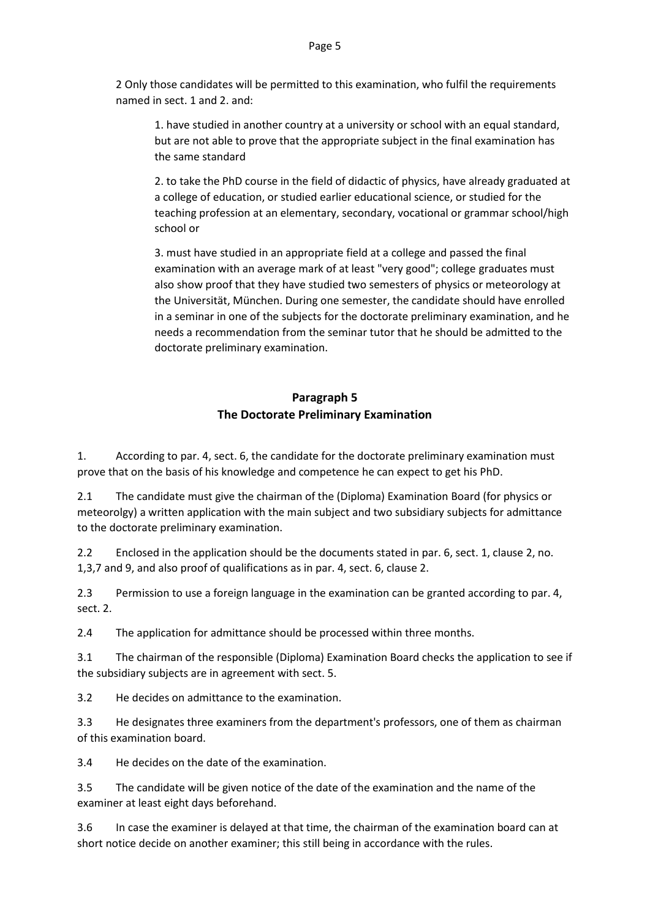2 Only those candidates will be permitted to this examination, who fulfil the requirements named in sect. 1 and 2. and:

> 1. have studied in another country at a university or school with an equal standard, but are not able to prove that the appropriate subject in the final examination has the same standard
>
> 2. to take the PhD course in the field of didactic of physics, have already graduated at a college of education, or studied earlier educational science, or studied for the teaching profession at an elementary, secondary, vocational or grammar school/high school or
>
> 3. must have studied in an appropriate field at a college and passed the final examination with an average mark of at least "very good"; college graduates must also show proof that they have studied two semesters of physics or meteorology at the Universität, München. During one semester, the candidate should have enrolled in a seminar in one of the subjects for the doctorate preliminary examination, and he needs a recommendation from the seminar tutor that he should be admitted to the doctorate preliminary examination.

## Paragraph 5
## The Doctorate Preliminary Examination

1. According to par. 4, sect. 6, the candidate for the doctorate preliminary examination must prove that on the basis of his knowledge and competence he can expect to get his PhD.

2.1 The candidate must give the chairman of the (Diploma) Examination Board (for physics or meteorolgy) a written application with the main subject and two subsidiary subjects for admittance to the doctorate preliminary examination.

2.2 Enclosed in the application should be the documents stated in par. 6, sect. 1, clause 2, no. 1,3,7 and 9, and also proof of qualifications as in par. 4, sect. 6, clause 2.

2.3 Permission to use a foreign language in the examination can be granted according to par. 4, sect. 2.

2.4 The application for admittance should be processed within three months.

3.1 The chairman of the responsible (Diploma) Examination Board checks the application to see if the subsidiary subjects are in agreement with sect. 5.

3.2 He decides on admittance to the examination.

3.3 He designates three examiners from the department's professors, one of them as chairman of this examination board.

3.4 He decides on the date of the examination.

3.5 The candidate will be given notice of the date of the examination and the name of the examiner at least eight days beforehand.

3.6 In case the examiner is delayed at that time, the chairman of the examination board can at short notice decide on another examiner; this still being in accordance with the rules.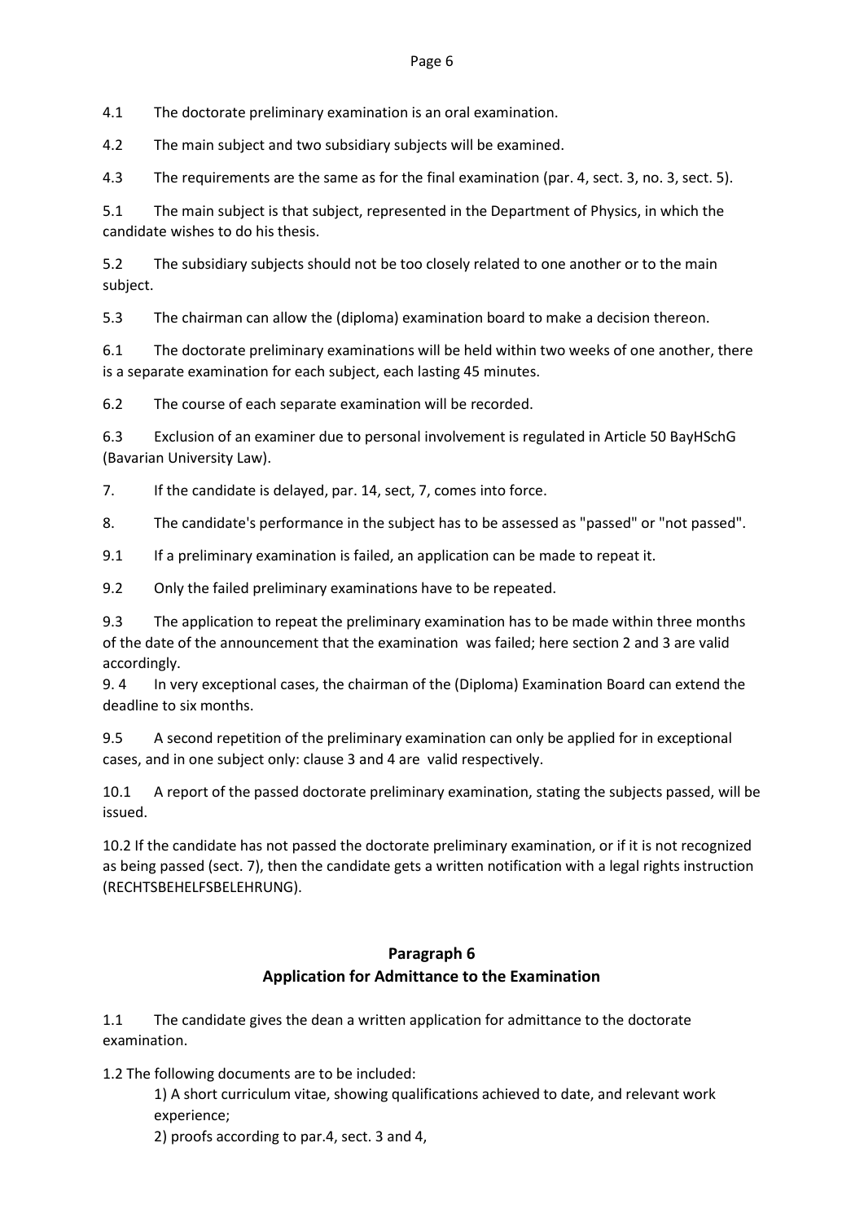4.1 The doctorate preliminary examination is an oral examination.

4.2 The main subject and two subsidiary subjects will be examined.

4.3 The requirements are the same as for the final examination (par. 4, sect. 3, no. 3, sect. 5).

5.1 The main subject is that subject, represented in the Department of Physics, in which the candidate wishes to do his thesis.

5.2 The subsidiary subjects should not be too closely related to one another or to the main subject.

5.3 The chairman can allow the (diploma) examination board to make a decision thereon.

6.1 The doctorate preliminary examinations will be held within two weeks of one another, there is a separate examination for each subject, each lasting 45 minutes.

6.2 The course of each separate examination will be recorded.

6.3 Exclusion of an examiner due to personal involvement is regulated in Article 50 BayHSchG (Bavarian University Law).

7. If the candidate is delayed, par. 14, sect, 7, comes into force.

8. The candidate's performance in the subject has to be assessed as "passed" or "not passed".

9.1 If a preliminary examination is failed, an application can be made to repeat it.

9.2 Only the failed preliminary examinations have to be repeated.

9.3 The application to repeat the preliminary examination has to be made within three months of the date of the announcement that the examination was failed; here section 2 and 3 are valid accordingly.

9. 4 In very exceptional cases, the chairman of the (Diploma) Examination Board can extend the deadline to six months.

9.5 A second repetition of the preliminary examination can only be applied for in exceptional cases, and in one subject only: clause 3 and 4 are valid respectively.

10.1 A report of the passed doctorate preliminary examination, stating the subjects passed, will be issued.

10.2 If the candidate has not passed the doctorate preliminary examination, or if it is not recognized as being passed (sect. 7), then the candidate gets a written notification with a legal rights instruction (RECHTSBEHELFSBELEHRUNG).

## Paragraph 6
## Application for Admittance to the Examination

1.1 The candidate gives the dean a written application for admittance to the doctorate examination.

1.2 The following documents are to be included:

1) A short curriculum vitae, showing qualifications achieved to date, and relevant work experience;

2) proofs according to par.4, sect. 3 and 4,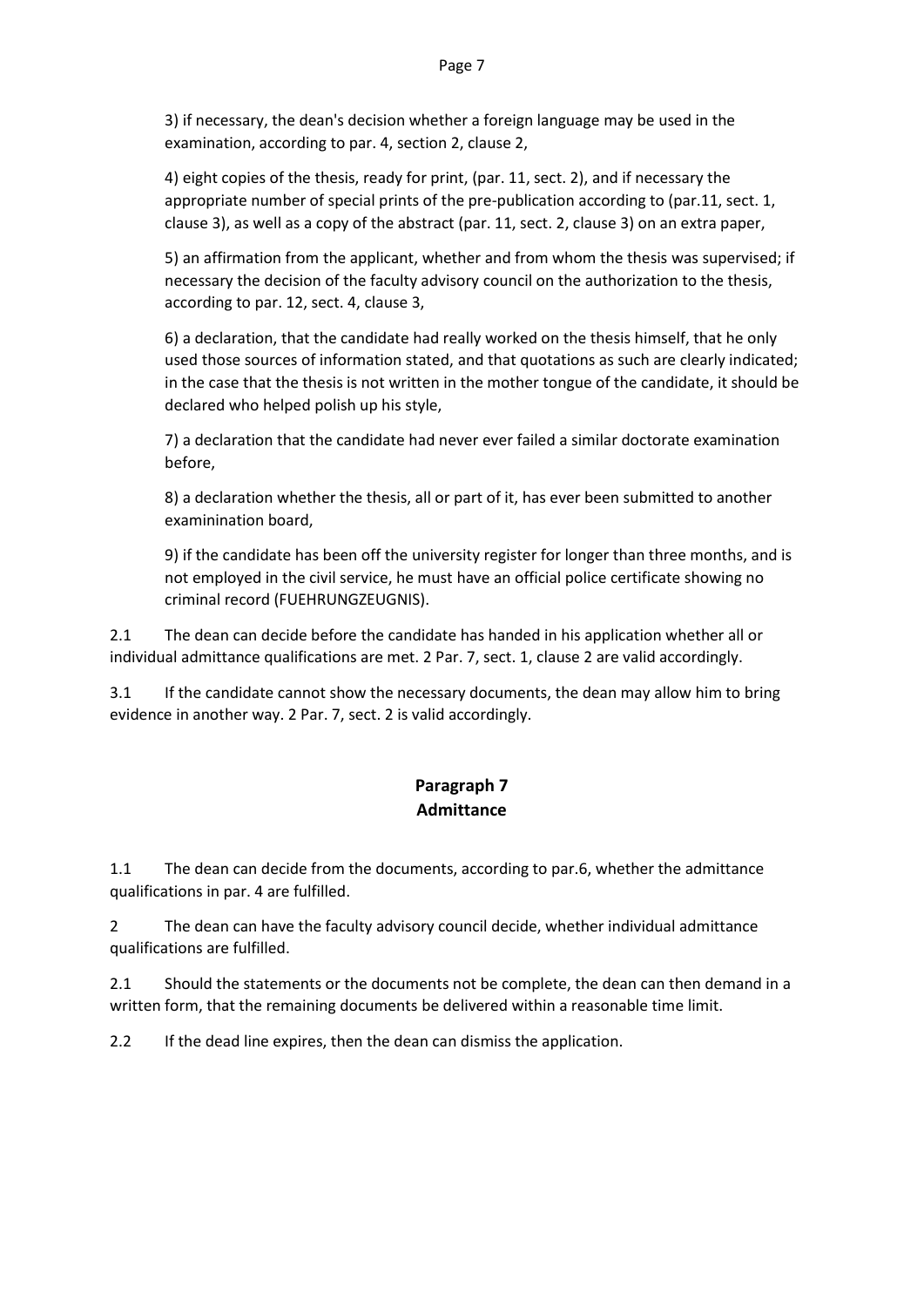3) if necessary, the dean's decision whether a foreign language may be used in the examination, according to par. 4, section 2, clause 2,

4) eight copies of the thesis, ready for print, (par. 11, sect. 2), and if necessary the appropriate number of special prints of the pre-publication according to (par.11, sect. 1, clause 3), as well as a copy of the abstract (par. 11, sect. 2, clause 3) on an extra paper,

5) an affirmation from the applicant, whether and from whom the thesis was supervised; if necessary the decision of the faculty advisory council on the authorization to the thesis, according to par. 12, sect. 4, clause 3,

6) a declaration, that the candidate had really worked on the thesis himself, that he only used those sources of information stated, and that quotations as such are clearly indicated; in the case that the thesis is not written in the mother tongue of the candidate, it should be declared who helped polish up his style,

7) a declaration that the candidate had never ever failed a similar doctorate examination before,

8) a declaration whether the thesis, all or part of it, has ever been submitted to another examinination board,

9) if the candidate has been off the university register for longer than three months, and is not employed in the civil service, he must have an official police certificate showing no criminal record (FUEHRUNGZEUGNIS).

2.1 The dean can decide before the candidate has handed in his application whether all or individual admittance qualifications are met. 2 Par. 7, sect. 1, clause 2 are valid accordingly.

3.1 If the candidate cannot show the necessary documents, the dean may allow him to bring evidence in another way. 2 Par. 7, sect. 2 is valid accordingly.

## Paragraph 7
## Admittance

1.1 The dean can decide from the documents, according to par.6, whether the admittance qualifications in par. 4 are fulfilled.

2 The dean can have the faculty advisory council decide, whether individual admittance qualifications are fulfilled.

2.1 Should the statements or the documents not be complete, the dean can then demand in a written form, that the remaining documents be delivered within a reasonable time limit.

2.2 If the dead line expires, then the dean can dismiss the application.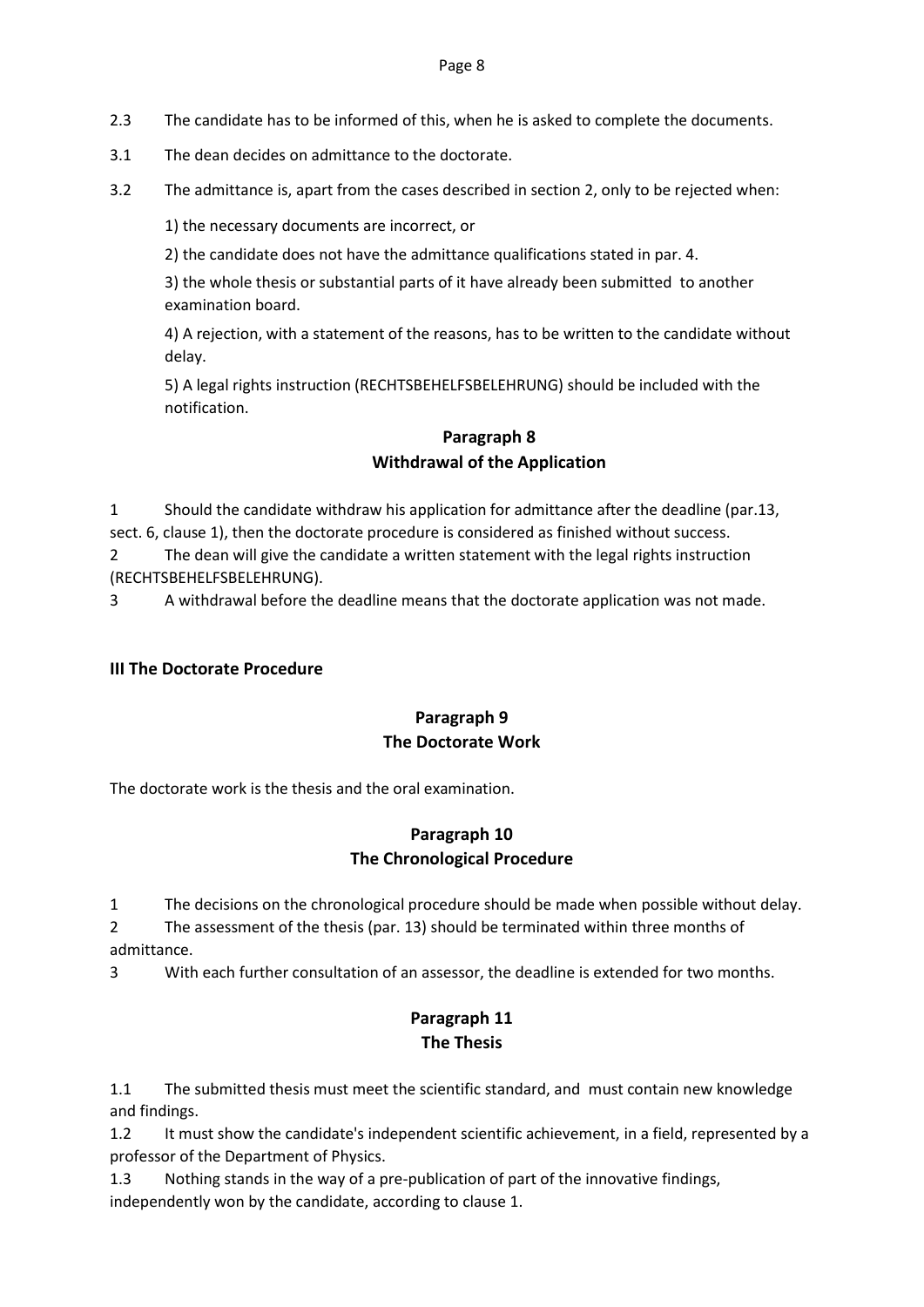2.3 The candidate has to be informed of this, when he is asked to complete the documents.

3.1 The dean decides on admittance to the doctorate.

3.2 The admittance is, apart from the cases described in section 2, only to be rejected when:

1) the necessary documents are incorrect, or

2) the candidate does not have the admittance qualifications stated in par. 4.

3) the whole thesis or substantial parts of it have already been submitted to another examination board.

4) A rejection, with a statement of the reasons, has to be written to the candidate without delay.

5) A legal rights instruction (RECHTSBEHELFSBELEHRUNG) should be included with the notification.

### Paragraph 8
### Withdrawal of the Application

1 Should the candidate withdraw his application for admittance after the deadline (par.13, sect. 6, clause 1), then the doctorate procedure is considered as finished without success.

2 The dean will give the candidate a written statement with the legal rights instruction (RECHTSBEHELFSBELEHRUNG).

3 A withdrawal before the deadline means that the doctorate application was not made.

## III The Doctorate Procedure

### Paragraph 9
### The Doctorate Work

The doctorate work is the thesis and the oral examination.

### Paragraph 10
### The Chronological Procedure

1 The decisions on the chronological procedure should be made when possible without delay.

2 The assessment of the thesis (par. 13) should be terminated within three months of admittance.

3 With each further consultation of an assessor, the deadline is extended for two months.

### Paragraph 11
### The Thesis

1.1 The submitted thesis must meet the scientific standard, and must contain new knowledge and findings.

1.2 It must show the candidate's independent scientific achievement, in a field, represented by a professor of the Department of Physics.

1.3 Nothing stands in the way of a pre-publication of part of the innovative findings, independently won by the candidate, according to clause 1.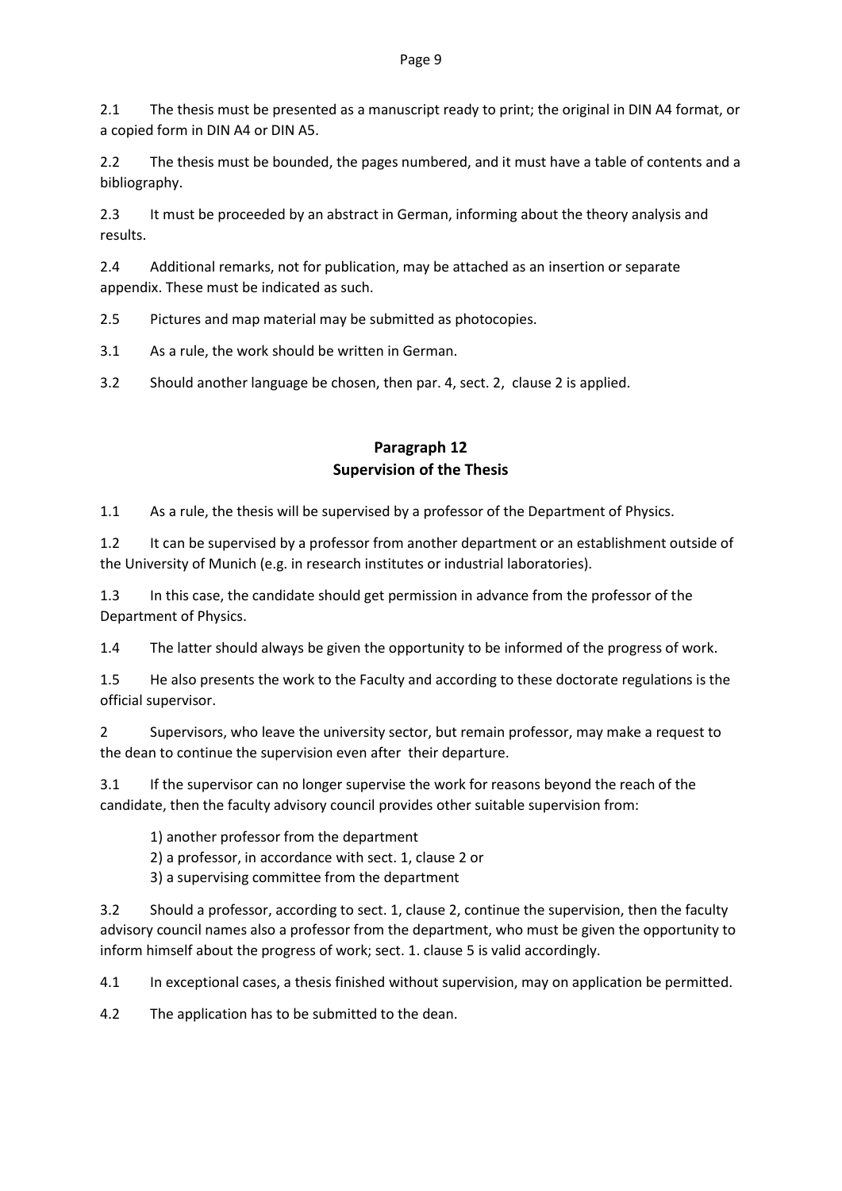2.1 The thesis must be presented as a manuscript ready to print; the original in DIN A4 format, or a copied form in DIN A4 or DIN A5.

2.2 The thesis must be bounded, the pages numbered, and it must have a table of contents and a bibliography.

2.3 It must be proceeded by an abstract in German, informing about the theory analysis and results.

2.4 Additional remarks, not for publication, may be attached as an insertion or separate appendix. These must be indicated as such.

2.5 Pictures and map material may be submitted as photocopies.

3.1 As a rule, the work should be written in German.

3.2 Should another language be chosen, then par. 4, sect. 2, clause 2 is applied.

## Paragraph 12
## Supervision of the Thesis

1.1 As a rule, the thesis will be supervised by a professor of the Department of Physics.

1.2 It can be supervised by a professor from another department or an establishment outside of the University of Munich (e.g. in research institutes or industrial laboratories).

1.3 In this case, the candidate should get permission in advance from the professor of the Department of Physics.

1.4 The latter should always be given the opportunity to be informed of the progress of work.

1.5 He also presents the work to the Faculty and according to these doctorate regulations is the official supervisor.

2 Supervisors, who leave the university sector, but remain professor, may make a request to the dean to continue the supervision even after their departure.

3.1 If the supervisor can no longer supervise the work for reasons beyond the reach of the candidate, then the faculty advisory council provides other suitable supervision from:

1) another professor from the department
2) a professor, in accordance with sect. 1, clause 2 or
3) a supervising committee from the department

3.2 Should a professor, according to sect. 1, clause 2, continue the supervision, then the faculty advisory council names also a professor from the department, who must be given the opportunity to inform himself about the progress of work; sect. 1. clause 5 is valid accordingly.

4.1 In exceptional cases, a thesis finished without supervision, may on application be permitted.

4.2 The application has to be submitted to the dean.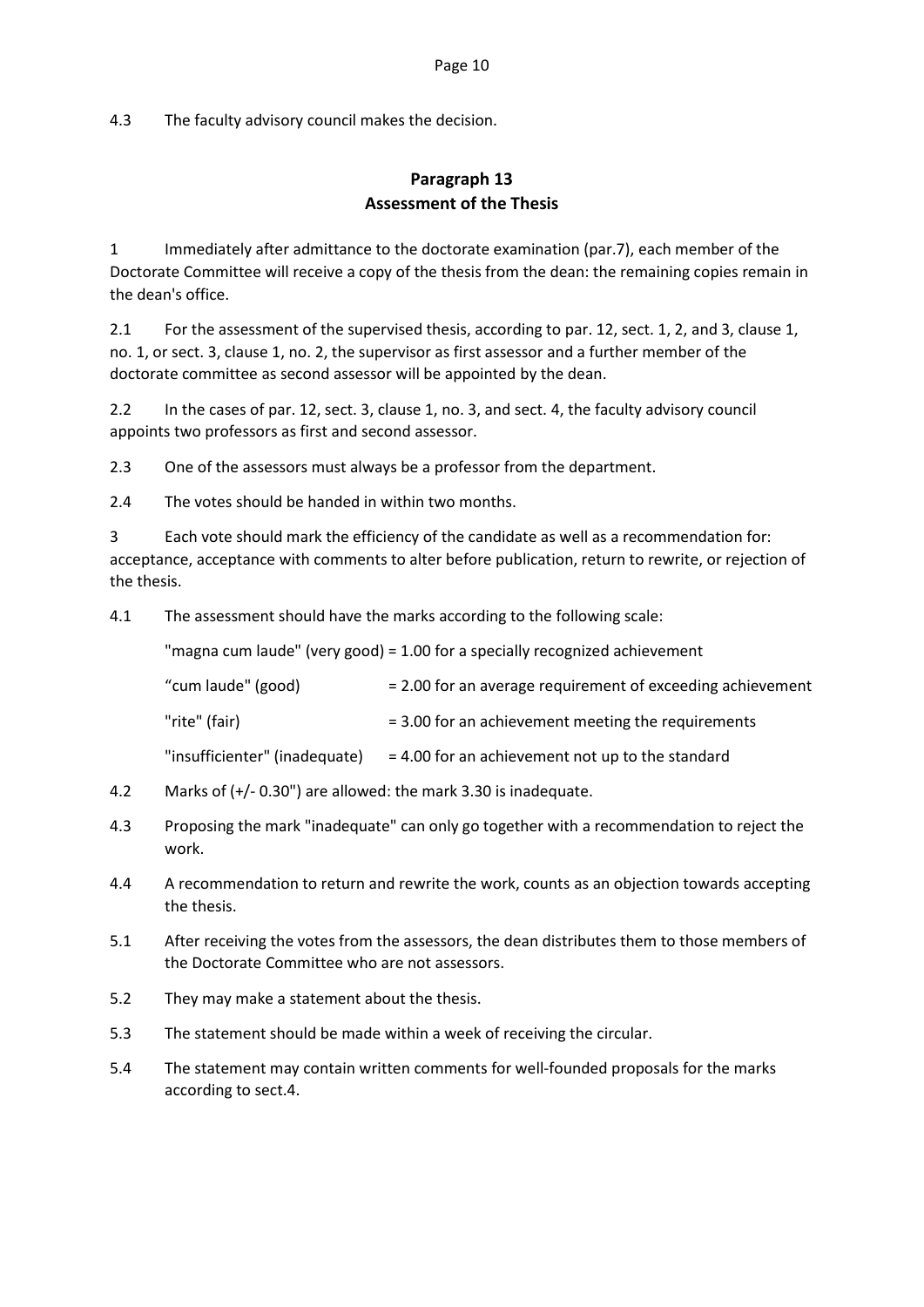4.3 The faculty advisory council makes the decision.

## Paragraph 13
## Assessment of the Thesis

1 Immediately after admittance to the doctorate examination (par.7), each member of the Doctorate Committee will receive a copy of the thesis from the dean: the remaining copies remain in the dean's office.

2.1 For the assessment of the supervised thesis, according to par. 12, sect. 1, 2, and 3, clause 1, no. 1, or sect. 3, clause 1, no. 2, the supervisor as first assessor and a further member of the doctorate committee as second assessor will be appointed by the dean.

2.2 In the cases of par. 12, sect. 3, clause 1, no. 3, and sect. 4, the faculty advisory council appoints two professors as first and second assessor.

2.3 One of the assessors must always be a professor from the department.

2.4 The votes should be handed in within two months.

3 Each vote should mark the efficiency of the candidate as well as a recommendation for: acceptance, acceptance with comments to alter before publication, return to rewrite, or rejection of the thesis.

4.1 The assessment should have the marks according to the following scale:

"magna cum laude" (very good) = 1.00 for a specially recognized achievement

“cum laude" (good) = 2.00 for an average requirement of exceeding achievement

"rite" (fair) = 3.00 for an achievement meeting the requirements

"insufficienter" (inadequate) = 4.00 for an achievement not up to the standard

4.2 Marks of (+/- 0.30") are allowed: the mark 3.30 is inadequate.

4.3 Proposing the mark "inadequate" can only go together with a recommendation to reject the work.

4.4 A recommendation to return and rewrite the work, counts as an objection towards accepting the thesis.

5.1 After receiving the votes from the assessors, the dean distributes them to those members of the Doctorate Committee who are not assessors.

5.2 They may make a statement about the thesis.

5.3 The statement should be made within a week of receiving the circular.

5.4 The statement may contain written comments for well-founded proposals for the marks according to sect.4.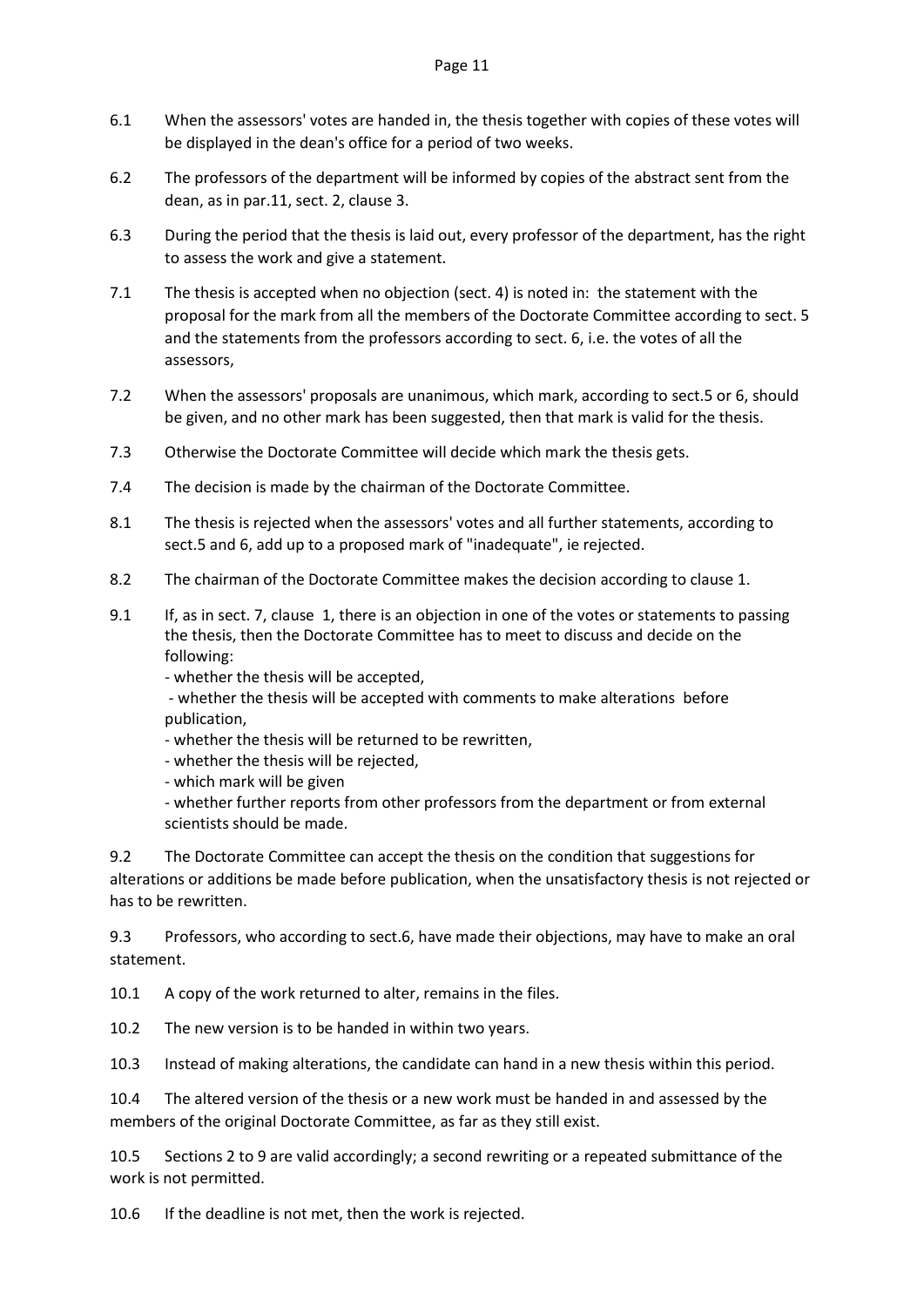6.1 When the assessors' votes are handed in, the thesis together with copies of these votes will be displayed in the dean's office for a period of two weeks.

6.2 The professors of the department will be informed by copies of the abstract sent from the dean, as in par.11, sect. 2, clause 3.

6.3 During the period that the thesis is laid out, every professor of the department, has the right to assess the work and give a statement.

7.1 The thesis is accepted when no objection (sect. 4) is noted in: the statement with the proposal for the mark from all the members of the Doctorate Committee according to sect. 5 and the statements from the professors according to sect. 6, i.e. the votes of all the assessors,

7.2 When the assessors' proposals are unanimous, which mark, according to sect.5 or 6, should be given, and no other mark has been suggested, then that mark is valid for the thesis.

7.3 Otherwise the Doctorate Committee will decide which mark the thesis gets.

7.4 The decision is made by the chairman of the Doctorate Committee.

8.1 The thesis is rejected when the assessors' votes and all further statements, according to sect.5 and 6, add up to a proposed mark of "inadequate", ie rejected.

8.2 The chairman of the Doctorate Committee makes the decision according to clause 1.

9.1 If, as in sect. 7, clause 1, there is an objection in one of the votes or statements to passing the thesis, then the Doctorate Committee has to meet to discuss and decide on the following:
- whether the thesis will be accepted,
- whether the thesis will be accepted with comments to make alterations before publication,
- whether the thesis will be returned to be rewritten,
- whether the thesis will be rejected,
- which mark will be given
- whether further reports from other professors from the department or from external scientists should be made.

9.2 The Doctorate Committee can accept the thesis on the condition that suggestions for alterations or additions be made before publication, when the unsatisfactory thesis is not rejected or has to be rewritten.

9.3 Professors, who according to sect.6, have made their objections, may have to make an oral statement.

10.1 A copy of the work returned to alter, remains in the files.

10.2 The new version is to be handed in within two years.

10.3 Instead of making alterations, the candidate can hand in a new thesis within this period.

10.4 The altered version of the thesis or a new work must be handed in and assessed by the members of the original Doctorate Committee, as far as they still exist.

10.5 Sections 2 to 9 are valid accordingly; a second rewriting or a repeated submittance of the work is not permitted.

10.6 If the deadline is not met, then the work is rejected.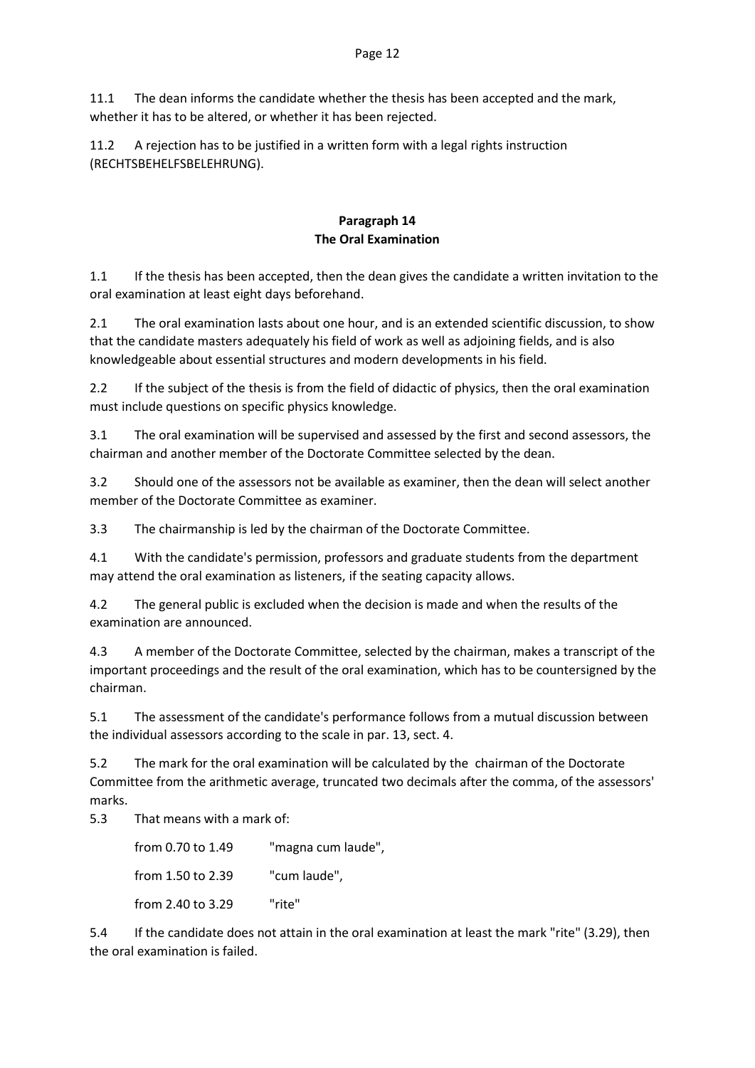11.1 The dean informs the candidate whether the thesis has been accepted and the mark, whether it has to be altered, or whether it has been rejected.

11.2 A rejection has to be justified in a written form with a legal rights instruction (RECHTSBEHELFSBELEHRUNG).

## Paragraph 14
## The Oral Examination

1.1 If the thesis has been accepted, then the dean gives the candidate a written invitation to the oral examination at least eight days beforehand.

2.1 The oral examination lasts about one hour, and is an extended scientific discussion, to show that the candidate masters adequately his field of work as well as adjoining fields, and is also knowledgeable about essential structures and modern developments in his field.

2.2 If the subject of the thesis is from the field of didactic of physics, then the oral examination must include questions on specific physics knowledge.

3.1 The oral examination will be supervised and assessed by the first and second assessors, the chairman and another member of the Doctorate Committee selected by the dean.

3.2 Should one of the assessors not be available as examiner, then the dean will select another member of the Doctorate Committee as examiner.

3.3 The chairmanship is led by the chairman of the Doctorate Committee.

4.1 With the candidate's permission, professors and graduate students from the department may attend the oral examination as listeners, if the seating capacity allows.

4.2 The general public is excluded when the decision is made and when the results of the examination are announced.

4.3 A member of the Doctorate Committee, selected by the chairman, makes a transcript of the important proceedings and the result of the oral examination, which has to be countersigned by the chairman.

5.1 The assessment of the candidate's performance follows from a mutual discussion between the individual assessors according to the scale in par. 13, sect. 4.

5.2 The mark for the oral examination will be calculated by the chairman of the Doctorate Committee from the arithmetic average, truncated two decimals after the comma, of the assessors' marks.

5.3 That means with a mark of:

from 0.70 to 1.49 "magna cum laude",

from 1.50 to 2.39 "cum laude",

from 2.40 to 3.29 "rite"

5.4 If the candidate does not attain in the oral examination at least the mark "rite" (3.29), then the oral examination is failed.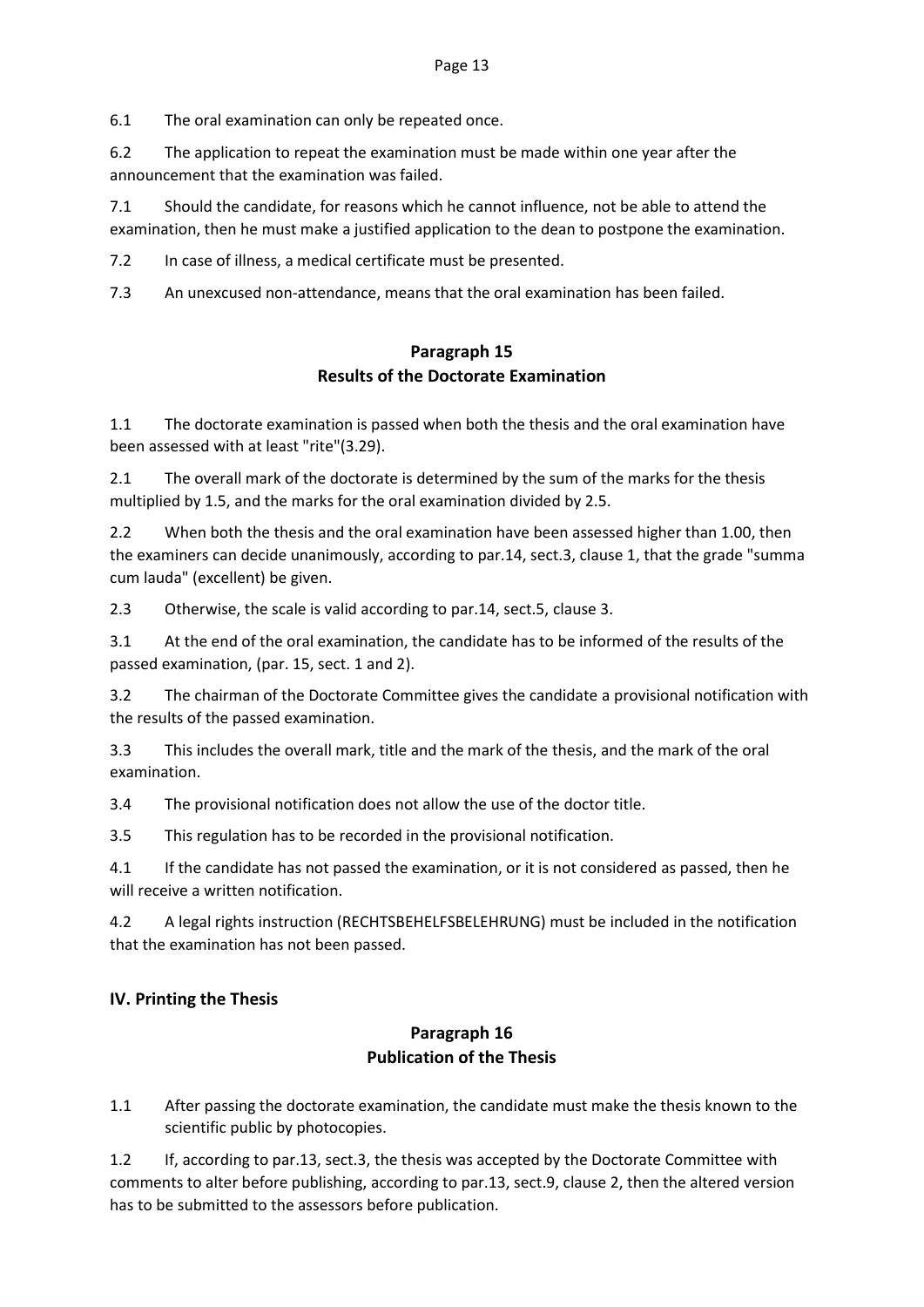6.1 The oral examination can only be repeated once.

6.2 The application to repeat the examination must be made within one year after the announcement that the examination was failed.

7.1 Should the candidate, for reasons which he cannot influence, not be able to attend the examination, then he must make a justified application to the dean to postpone the examination.

7.2 In case of illness, a medical certificate must be presented.

7.3 An unexcused non-attendance, means that the oral examination has been failed.

## Paragraph 15
## Results of the Doctorate Examination

1.1 The doctorate examination is passed when both the thesis and the oral examination have been assessed with at least "rite"(3.29).

2.1 The overall mark of the doctorate is determined by the sum of the marks for the thesis multiplied by 1.5, and the marks for the oral examination divided by 2.5.

2.2 When both the thesis and the oral examination have been assessed higher than 1.00, then the examiners can decide unanimously, according to par.14, sect.3, clause 1, that the grade "summa cum lauda" (excellent) be given.

2.3 Otherwise, the scale is valid according to par.14, sect.5, clause 3.

3.1 At the end of the oral examination, the candidate has to be informed of the results of the passed examination, (par. 15, sect. 1 and 2).

3.2 The chairman of the Doctorate Committee gives the candidate a provisional notification with the results of the passed examination.

3.3 This includes the overall mark, title and the mark of the thesis, and the mark of the oral examination.

3.4 The provisional notification does not allow the use of the doctor title.

3.5 This regulation has to be recorded in the provisional notification.

4.1 If the candidate has not passed the examination, or it is not considered as passed, then he will receive a written notification.

4.2 A legal rights instruction (RECHTSBEHELFSBELEHRUNG) must be included in the notification that the examination has not been passed.

### IV. Printing the Thesis

## Paragraph 16
## Publication of the Thesis

1.1 After passing the doctorate examination, the candidate must make the thesis known to the scientific public by photocopies.

1.2 If, according to par.13, sect.3, the thesis was accepted by the Doctorate Committee with comments to alter before publishing, according to par.13, sect.9, clause 2, then the altered version has to be submitted to the assessors before publication.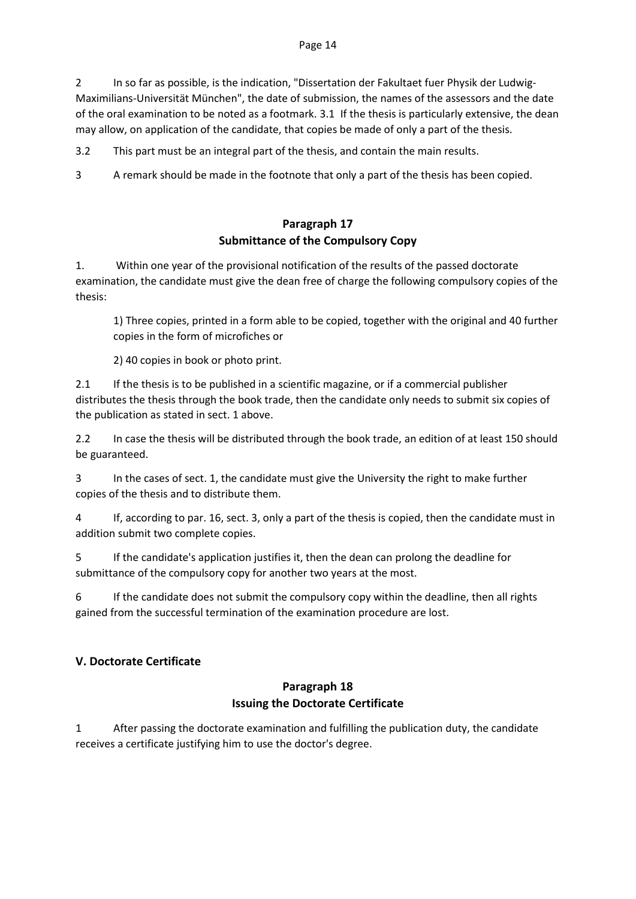2 In so far as possible, is the indication, "Dissertation der Fakultaet fuer Physik der Ludwig-Maximilians-Universität München", the date of submission, the names of the assessors and the date of the oral examination to be noted as a footmark. 3.1 If the thesis is particularly extensive, the dean may allow, on application of the candidate, that copies be made of only a part of the thesis.

3.2 This part must be an integral part of the thesis, and contain the main results.

3 A remark should be made in the footnote that only a part of the thesis has been copied.

## Paragraph 17
## Submittance of the Compulsory Copy

1. Within one year of the provisional notification of the results of the passed doctorate examination, the candidate must give the dean free of charge the following compulsory copies of the thesis:

   1) Three copies, printed in a form able to be copied, together with the original and 40 further copies in the form of microfiches or

   2) 40 copies in book or photo print.

2.1 If the thesis is to be published in a scientific magazine, or if a commercial publisher distributes the thesis through the book trade, then the candidate only needs to submit six copies of the publication as stated in sect. 1 above.

2.2 In case the thesis will be distributed through the book trade, an edition of at least 150 should be guaranteed.

3 In the cases of sect. 1, the candidate must give the University the right to make further copies of the thesis and to distribute them.

4 If, according to par. 16, sect. 3, only a part of the thesis is copied, then the candidate must in addition submit two complete copies.

5 If the candidate's application justifies it, then the dean can prolong the deadline for submittance of the compulsory copy for another two years at the most.

6 If the candidate does not submit the compulsory copy within the deadline, then all rights gained from the successful termination of the examination procedure are lost.

# V. Doctorate Certificate

## Paragraph 18
## Issuing the Doctorate Certificate

1 After passing the doctorate examination and fulfilling the publication duty, the candidate receives a certificate justifying him to use the doctor's degree.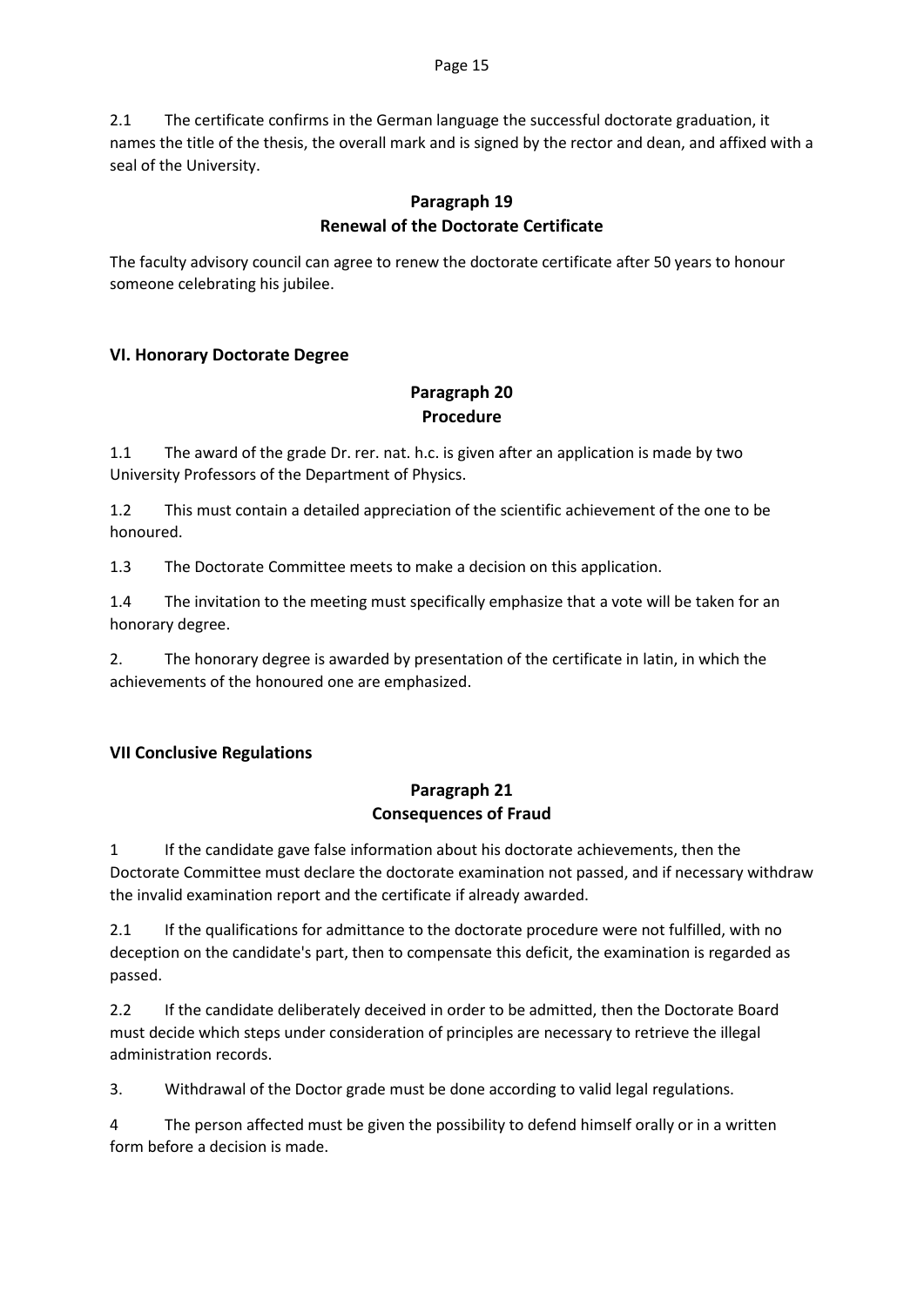2.1 The certificate confirms in the German language the successful doctorate graduation, it names the title of the thesis, the overall mark and is signed by the rector and dean, and affixed with a seal of the University.

## Paragraph 19
## Renewal of the Doctorate Certificate

The faculty advisory council can agree to renew the doctorate certificate after 50 years to honour someone celebrating his jubilee.

### VI. Honorary Doctorate Degree

## Paragraph 20
## Procedure

1.1 The award of the grade Dr. rer. nat. h.c. is given after an application is made by two University Professors of the Department of Physics.

1.2 This must contain a detailed appreciation of the scientific achievement of the one to be honoured.

1.3 The Doctorate Committee meets to make a decision on this application.

1.4 The invitation to the meeting must specifically emphasize that a vote will be taken for an honorary degree.

2. The honorary degree is awarded by presentation of the certificate in latin, in which the achievements of the honoured one are emphasized.

### VII Conclusive Regulations

## Paragraph 21
## Consequences of Fraud

1 If the candidate gave false information about his doctorate achievements, then the Doctorate Committee must declare the doctorate examination not passed, and if necessary withdraw the invalid examination report and the certificate if already awarded.

2.1 If the qualifications for admittance to the doctorate procedure were not fulfilled, with no deception on the candidate's part, then to compensate this deficit, the examination is regarded as passed.

2.2 If the candidate deliberately deceived in order to be admitted, then the Doctorate Board must decide which steps under consideration of principles are necessary to retrieve the illegal administration records.

3. Withdrawal of the Doctor grade must be done according to valid legal regulations.

4 The person affected must be given the possibility to defend himself orally or in a written form before a decision is made.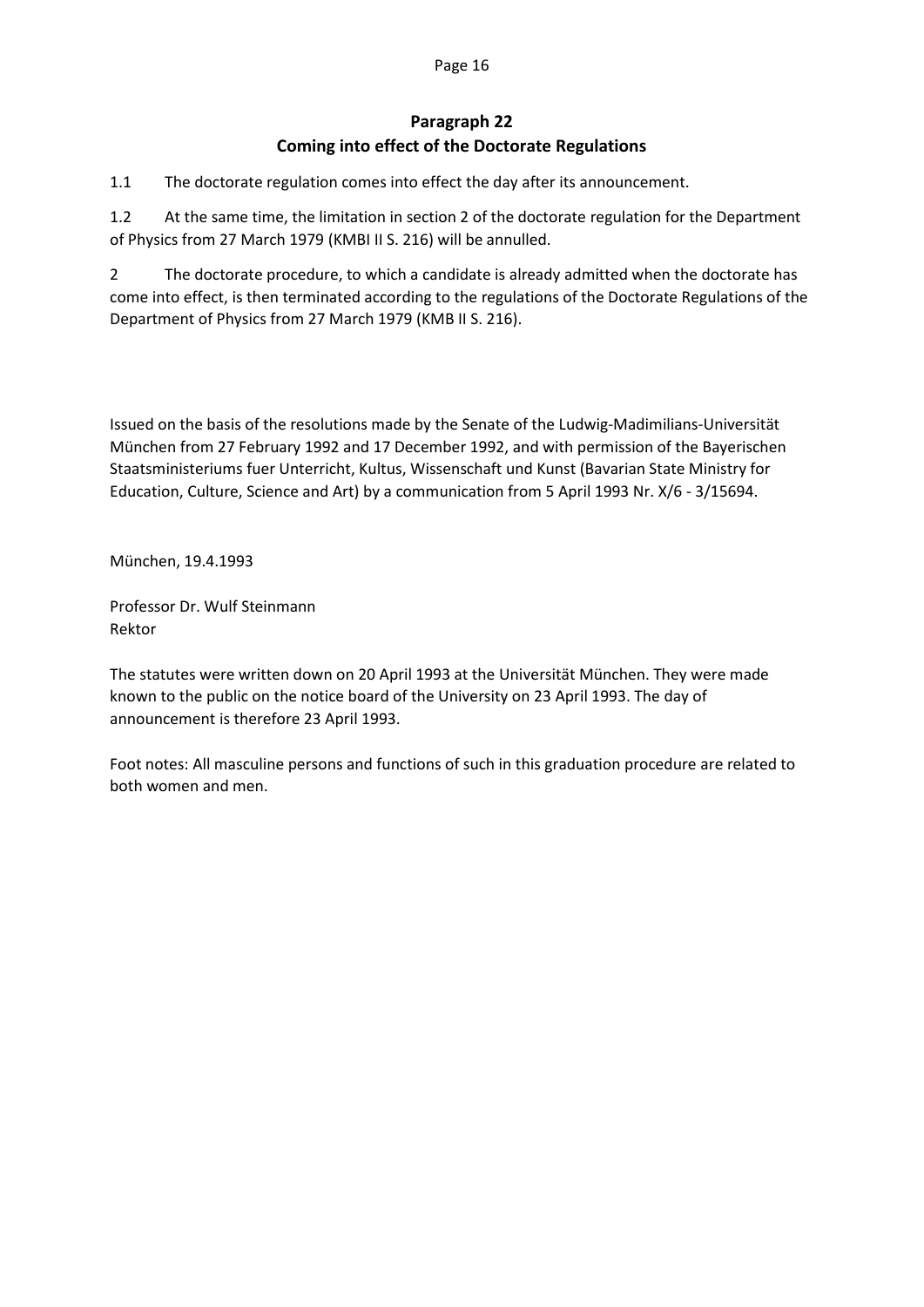## Paragraph 22
## Coming into effect of the Doctorate Regulations

1.1 The doctorate regulation comes into effect the day after its announcement.

1.2 At the same time, the limitation in section 2 of the doctorate regulation for the Department of Physics from 27 March 1979 (KMBl II S. 216) will be annulled.

2 The doctorate procedure, to which a candidate is already admitted when the doctorate has come into effect, is then terminated according to the regulations of the Doctorate Regulations of the Department of Physics from 27 March 1979 (KMB II S. 216).

Issued on the basis of the resolutions made by the Senate of the Ludwig-Madimilians-Universität München from 27 February 1992 and 17 December 1992, and with permission of the Bayerischen Staatsministeriums fuer Unterricht, Kultus, Wissenschaft und Kunst (Bavarian State Ministry for Education, Culture, Science and Art) by a communication from 5 April 1993 Nr. X/6 - 3/15694.

München, 19.4.1993

Professor Dr. Wulf Steinmann
Rektor

The statutes were written down on 20 April 1993 at the Universität München. They were made known to the public on the notice board of the University on 23 April 1993. The day of announcement is therefore 23 April 1993.

Foot notes: All masculine persons and functions of such in this graduation procedure are related to both women and men.